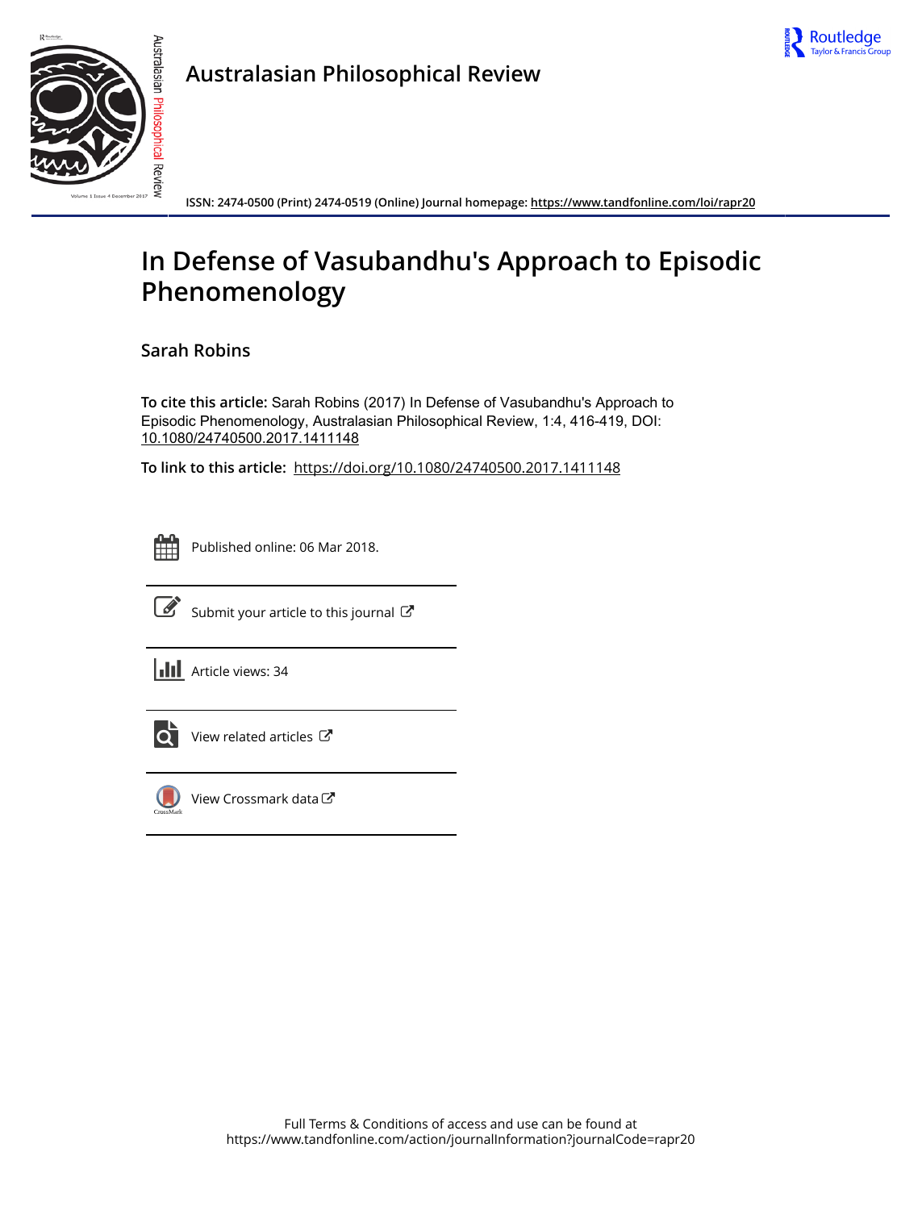# Australasian Philosophical Review

ISSN: 2474-0500 (Print) 2474-0519 (Online) Journal homepage: https://www.tandfonline.com/loi/rapr20

# In Defense of Vasubandhu's Approach to Episodic Phenomenology

## Sarah Robins

**To cite this article:** Sarah Robins (2017) In Defense of Vasubandhu's Approach to Episodic Phenomenology, Australasian Philosophical Review, 1:4, 416-419, DOI: 10.1080/24740500.2017.1411148

**To link to this article:** https://doi.org/10.1080/24740500.2017.1411148

Published online: 06 Mar 2018.

Submit your article to this journal

Article views: 34

View related articles

View Crossmark data

Full Terms & Conditions of access and use can be found at
https://www.tandfonline.com/action/journalInformation?journalCode=rapr20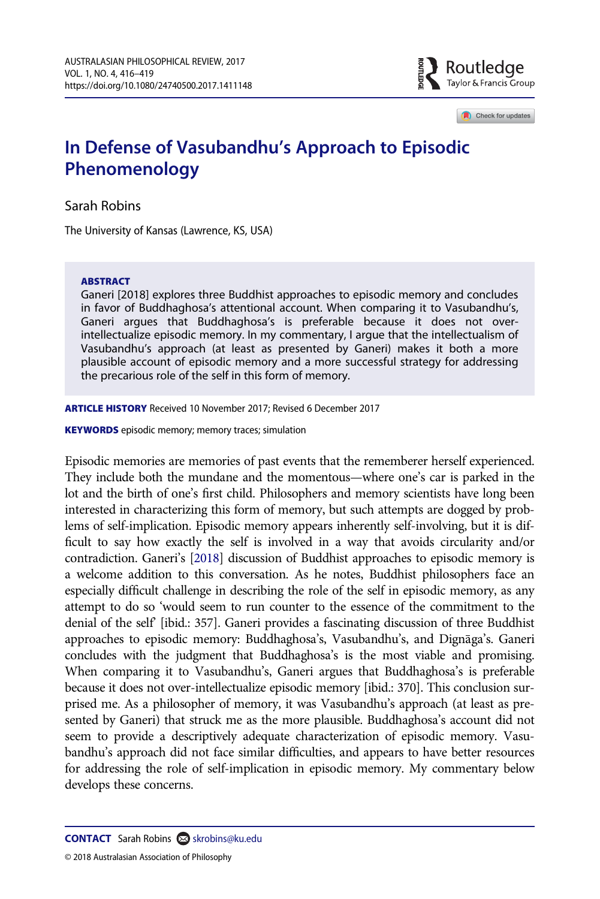# In Defense of Vasubandhu's Approach to Episodic Phenomenology

Sarah Robins

The University of Kansas (Lawrence, KS, USA)

**ABSTRACT**

Ganeri [2018] explores three Buddhist approaches to episodic memory and concludes in favor of Buddhaghosa's attentional account. When comparing it to Vasubandhu's, Ganeri argues that Buddhaghosa's is preferable because it does not over-intellectualize episodic memory. In my commentary, I argue that the intellectualism of Vasubandhu's approach (at least as presented by Ganeri) makes it both a more plausible account of episodic memory and a more successful strategy for addressing the precarious role of the self in this form of memory.

**ARTICLE HISTORY** Received 10 November 2017; Revised 6 December 2017

**KEYWORDS** episodic memory; memory traces; simulation

Episodic memories are memories of past events that the rememberer herself experienced. They include both the mundane and the momentous—where one's car is parked in the lot and the birth of one's first child. Philosophers and memory scientists have long been interested in characterizing this form of memory, but such attempts are dogged by problems of self-implication. Episodic memory appears inherently self-involving, but it is difficult to say how exactly the self is involved in a way that avoids circularity and/or contradiction. Ganeri's [2018] discussion of Buddhist approaches to episodic memory is a welcome addition to this conversation. As he notes, Buddhist philosophers face an especially difficult challenge in describing the role of the self in episodic memory, as any attempt to do so 'would seem to run counter to the essence of the commitment to the denial of the self' [ibid.: 357]. Ganeri provides a fascinating discussion of three Buddhist approaches to episodic memory: Buddhaghosa's, Vasubandhu's, and Dignāga's. Ganeri concludes with the judgment that Buddhaghosa's is the most viable and promising. When comparing it to Vasubandhu's, Ganeri argues that Buddhaghosa's is preferable because it does not over-intellectualize episodic memory [ibid.: 370]. This conclusion surprised me. As a philosopher of memory, it was Vasubandhu's approach (at least as presented by Ganeri) that struck me as the more plausible. Buddhaghosa's account did not seem to provide a descriptively adequate characterization of episodic memory. Vasubandhu's approach did not face similar difficulties, and appears to have better resources for addressing the role of self-implication in episodic memory. My commentary below develops these concerns.

**CONTACT** Sarah Robins skrobins@ku.edu

© 2018 Australasian Association of Philosophy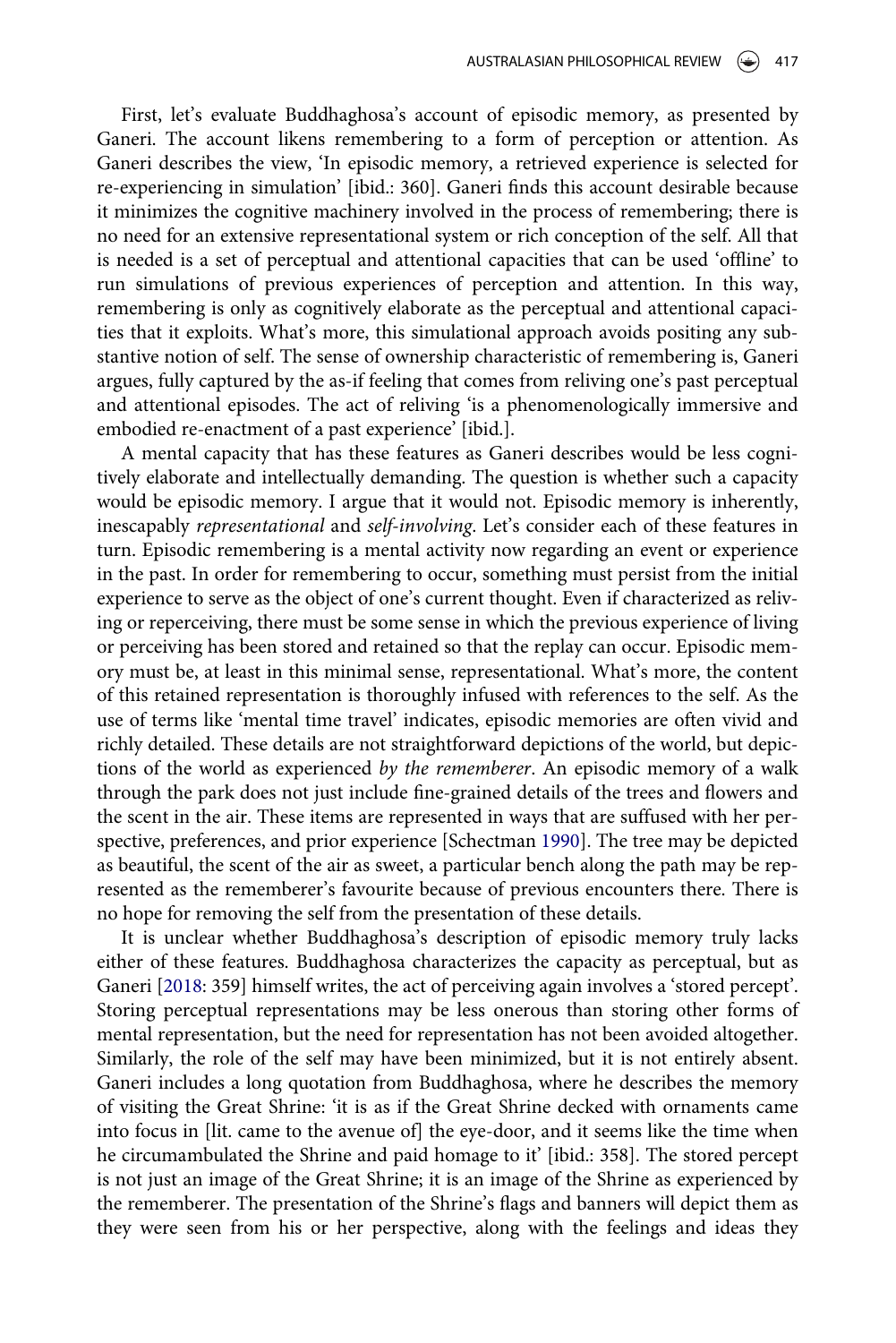First, let's evaluate Buddhaghosa's account of episodic memory, as presented by Ganeri. The account likens remembering to a form of perception or attention. As Ganeri describes the view, 'In episodic memory, a retrieved experience is selected for re-experiencing in simulation' [ibid.: 360]. Ganeri finds this account desirable because it minimizes the cognitive machinery involved in the process of remembering; there is no need for an extensive representational system or rich conception of the self. All that is needed is a set of perceptual and attentional capacities that can be used 'offline' to run simulations of previous experiences of perception and attention. In this way, remembering is only as cognitively elaborate as the perceptual and attentional capacities that it exploits. What's more, this simulational approach avoids positing any substantive notion of self. The sense of ownership characteristic of remembering is, Ganeri argues, fully captured by the as-if feeling that comes from reliving one's past perceptual and attentional episodes. The act of reliving 'is a phenomenologically immersive and embodied re-enactment of a past experience' [ibid.].

A mental capacity that has these features as Ganeri describes would be less cognitively elaborate and intellectually demanding. The question is whether such a capacity would be episodic memory. I argue that it would not. Episodic memory is inherently, inescapably *representational* and *self-involving*. Let's consider each of these features in turn. Episodic remembering is a mental activity now regarding an event or experience in the past. In order for remembering to occur, something must persist from the initial experience to serve as the object of one's current thought. Even if characterized as reliving or reperceiving, there must be some sense in which the previous experience of living or perceiving has been stored and retained so that the replay can occur. Episodic memory must be, at least in this minimal sense, representational. What's more, the content of this retained representation is thoroughly infused with references to the self. As the use of terms like 'mental time travel' indicates, episodic memories are often vivid and richly detailed. These details are not straightforward depictions of the world, but depictions of the world as experienced *by the rememberer*. An episodic memory of a walk through the park does not just include fine-grained details of the trees and flowers and the scent in the air. These items are represented in ways that are suffused with her perspective, preferences, and prior experience [Schectman 1990]. The tree may be depicted as beautiful, the scent of the air as sweet, a particular bench along the path may be represented as the rememberer's favourite because of previous encounters there. There is no hope for removing the self from the presentation of these details.

It is unclear whether Buddhaghosa's description of episodic memory truly lacks either of these features. Buddhaghosa characterizes the capacity as perceptual, but as Ganeri [2018: 359] himself writes, the act of perceiving again involves a 'stored percept'. Storing perceptual representations may be less onerous than storing other forms of mental representation, but the need for representation has not been avoided altogether. Similarly, the role of the self may have been minimized, but it is not entirely absent. Ganeri includes a long quotation from Buddhaghosa, where he describes the memory of visiting the Great Shrine: 'it is as if the Great Shrine decked with ornaments came into focus in [lit. came to the avenue of] the eye-door, and it seems like the time when he circumambulated the Shrine and paid homage to it' [ibid.: 358]. The stored percept is not just an image of the Great Shrine; it is an image of the Shrine as experienced by the rememberer. The presentation of the Shrine's flags and banners will depict them as they were seen from his or her perspective, along with the feelings and ideas they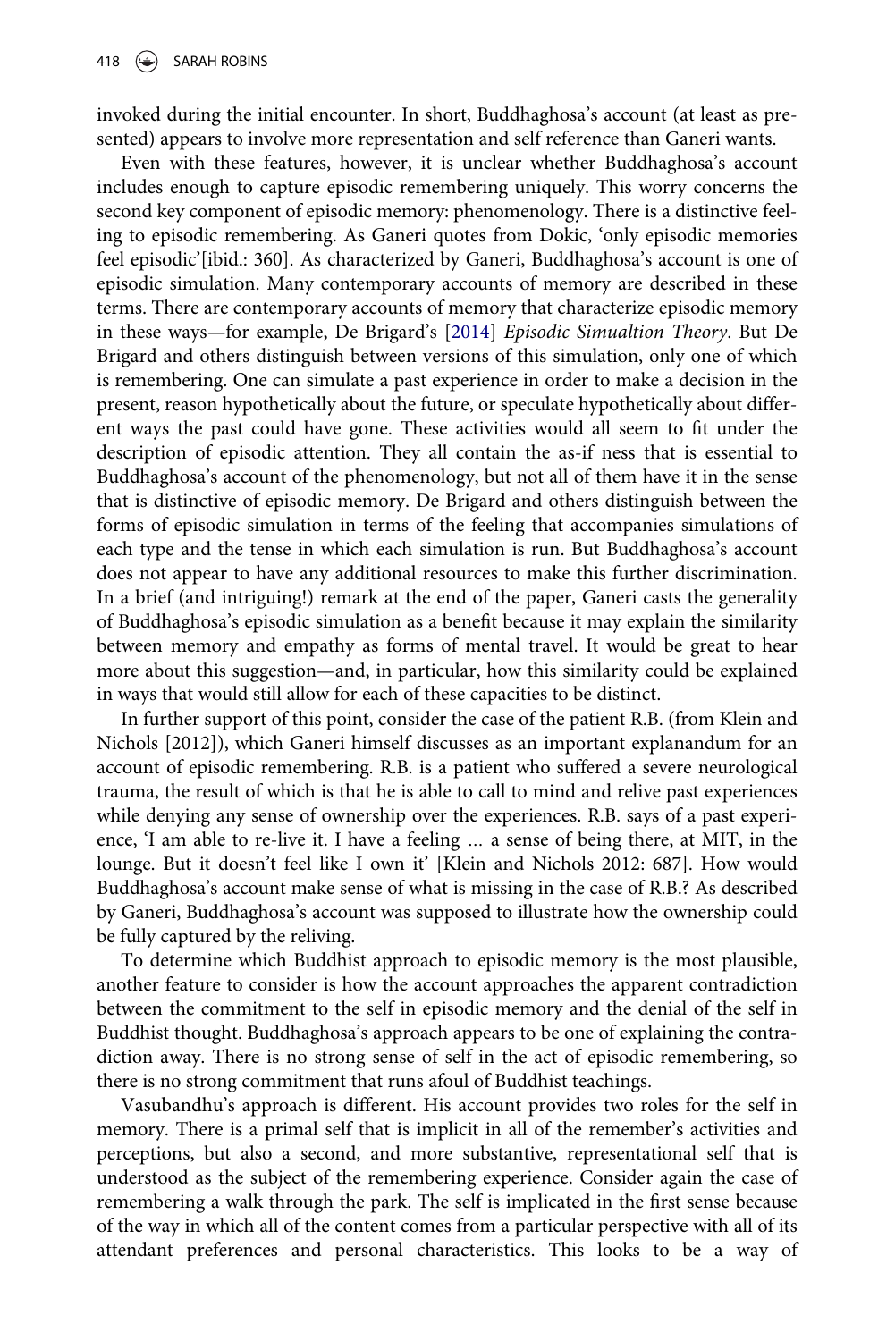invoked during the initial encounter. In short, Buddhaghosa's account (at least as presented) appears to involve more representation and self reference than Ganeri wants.

Even with these features, however, it is unclear whether Buddhaghosa's account includes enough to capture episodic remembering uniquely. This worry concerns the second key component of episodic memory: phenomenology. There is a distinctive feeling to episodic remembering. As Ganeri quotes from Dokic, 'only episodic memories feel episodic'[ibid.: 360]. As characterized by Ganeri, Buddhaghosa's account is one of episodic simulation. Many contemporary accounts of memory are described in these terms. There are contemporary accounts of memory that characterize episodic memory in these ways—for example, De Brigard's [2014] *Episodic Simualtion Theory*. But De Brigard and others distinguish between versions of this simulation, only one of which is remembering. One can simulate a past experience in order to make a decision in the present, reason hypothetically about the future, or speculate hypothetically about different ways the past could have gone. These activities would all seem to fit under the description of episodic attention. They all contain the as-if ness that is essential to Buddhaghosa's account of the phenomenology, but not all of them have it in the sense that is distinctive of episodic memory. De Brigard and others distinguish between the forms of episodic simulation in terms of the feeling that accompanies simulations of each type and the tense in which each simulation is run. But Buddhaghosa's account does not appear to have any additional resources to make this further discrimination. In a brief (and intriguing!) remark at the end of the paper, Ganeri casts the generality of Buddhaghosa's episodic simulation as a benefit because it may explain the similarity between memory and empathy as forms of mental travel. It would be great to hear more about this suggestion—and, in particular, how this similarity could be explained in ways that would still allow for each of these capacities to be distinct.

In further support of this point, consider the case of the patient R.B. (from Klein and Nichols [2012]), which Ganeri himself discusses as an important explanandum for an account of episodic remembering. R.B. is a patient who suffered a severe neurological trauma, the result of which is that he is able to call to mind and relive past experiences while denying any sense of ownership over the experiences. R.B. says of a past experience, 'I am able to re-live it. I have a feeling … a sense of being there, at MIT, in the lounge. But it doesn't feel like I own it' [Klein and Nichols 2012: 687]. How would Buddhaghosa's account make sense of what is missing in the case of R.B.? As described by Ganeri, Buddhaghosa's account was supposed to illustrate how the ownership could be fully captured by the reliving.

To determine which Buddhist approach to episodic memory is the most plausible, another feature to consider is how the account approaches the apparent contradiction between the commitment to the self in episodic memory and the denial of the self in Buddhist thought. Buddhaghosa's approach appears to be one of explaining the contradiction away. There is no strong sense of self in the act of episodic remembering, so there is no strong commitment that runs afoul of Buddhist teachings.

Vasubandhu's approach is different. His account provides two roles for the self in memory. There is a primal self that is implicit in all of the remember's activities and perceptions, but also a second, and more substantive, representational self that is understood as the subject of the remembering experience. Consider again the case of remembering a walk through the park. The self is implicated in the first sense because of the way in which all of the content comes from a particular perspective with all of its attendant preferences and personal characteristics. This looks to be a way of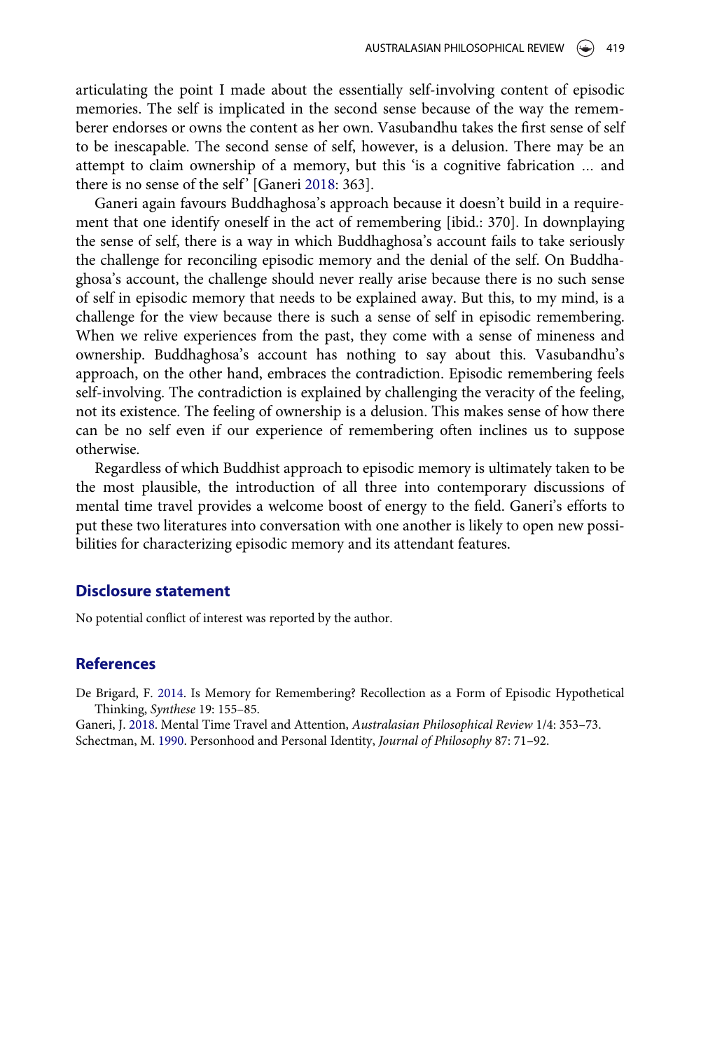articulating the point I made about the essentially self-involving content of episodic memories. The self is implicated in the second sense because of the way the rememberer endorses or owns the content as her own. Vasubandhu takes the first sense of self to be inescapable. The second sense of self, however, is a delusion. There may be an attempt to claim ownership of a memory, but this 'is a cognitive fabrication … and there is no sense of the self' [Ganeri 2018: 363].

Ganeri again favours Buddhaghosa's approach because it doesn't build in a requirement that one identify oneself in the act of remembering [ibid.: 370]. In downplaying the sense of self, there is a way in which Buddhaghosa's account fails to take seriously the challenge for reconciling episodic memory and the denial of the self. On Buddhaghosa's account, the challenge should never really arise because there is no such sense of self in episodic memory that needs to be explained away. But this, to my mind, is a challenge for the view because there is such a sense of self in episodic remembering. When we relive experiences from the past, they come with a sense of mineness and ownership. Buddhaghosa's account has nothing to say about this. Vasubandhu's approach, on the other hand, embraces the contradiction. Episodic remembering feels self-involving. The contradiction is explained by challenging the veracity of the feeling, not its existence. The feeling of ownership is a delusion. This makes sense of how there can be no self even if our experience of remembering often inclines us to suppose otherwise.

Regardless of which Buddhist approach to episodic memory is ultimately taken to be the most plausible, the introduction of all three into contemporary discussions of mental time travel provides a welcome boost of energy to the field. Ganeri's efforts to put these two literatures into conversation with one another is likely to open new possibilities for characterizing episodic memory and its attendant features.

## Disclosure statement

No potential conflict of interest was reported by the author.

## References

De Brigard, F. 2014. Is Memory for Remembering? Recollection as a Form of Episodic Hypothetical Thinking, *Synthese* 19: 155–85.

Ganeri, J. 2018. Mental Time Travel and Attention, *Australasian Philosophical Review* 1/4: 353–73.

Schectman, M. 1990. Personhood and Personal Identity, *Journal of Philosophy* 87: 71–92.